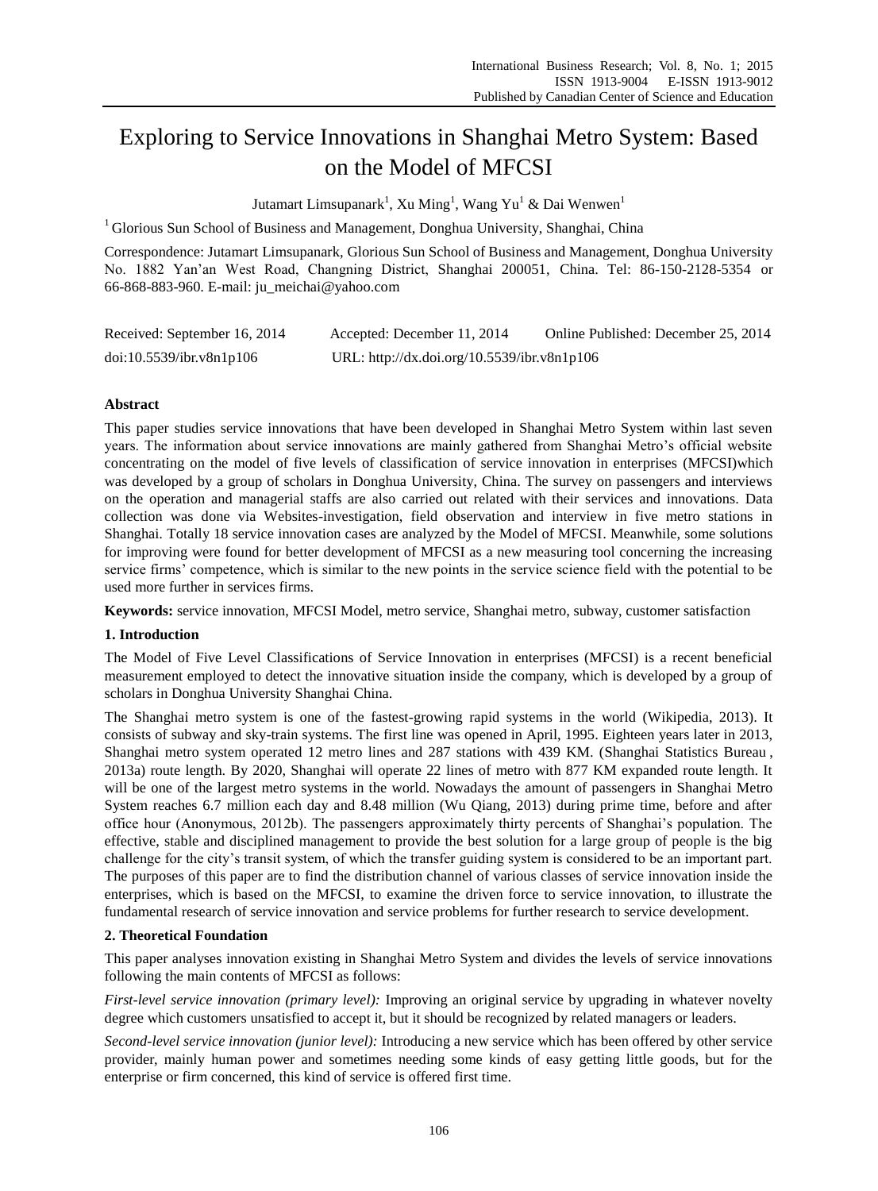# Exploring to Service Innovations in Shanghai Metro System: Based on the Model of MFCSI

Jutamart Limsupanark[1], Xu Ming[1], Wang Yu[1] & Dai Wenwen[1]

[1] Glorious Sun School of Business and Management, Donghua University, Shanghai, China

Correspondence: Jutamart Limsupanark, Glorious Sun School of Business and Management, Donghua University No. 1882 Yan'an West Road, Changning District, Shanghai 200051, China. Tel: 86-150-2128-5354 or 66-868-883-960. E-mail: ju_meichai@yahoo.com

Received: September 16, 2014   Accepted: December 11, 2014   Online Published: December 25, 2014

doi:10.5539/ibr.v8n1p106   URL: http://dx.doi.org/10.5539/ibr.v8n1p106

## Abstract

This paper studies service innovations that have been developed in Shanghai Metro System within last seven years. The information about service innovations are mainly gathered from Shanghai Metro's official website concentrating on the model of five levels of classification of service innovation in enterprises (MFCSI)which was developed by a group of scholars in Donghua University, China. The survey on passengers and interviews on the operation and managerial staffs are also carried out related with their services and innovations. Data collection was done via Websites-investigation, field observation and interview in five metro stations in Shanghai. Totally 18 service innovation cases are analyzed by the Model of MFCSI. Meanwhile, some solutions for improving were found for better development of MFCSI as a new measuring tool concerning the increasing service firms' competence, which is similar to the new points in the service science field with the potential to be used more further in services firms.

**Keywords:** service innovation, MFCSI Model, metro service, Shanghai metro, subway, customer satisfaction

## 1. Introduction

The Model of Five Level Classifications of Service Innovation in enterprises (MFCSI) is a recent beneficial measurement employed to detect the innovative situation inside the company, which is developed by a group of scholars in Donghua University Shanghai China.

The Shanghai metro system is one of the fastest-growing rapid systems in the world (Wikipedia, 2013). It consists of subway and sky-train systems. The first line was opened in April, 1995. Eighteen years later in 2013, Shanghai metro system operated 12 metro lines and 287 stations with 439 KM. (Shanghai Statistics Bureau , 2013a) route length. By 2020, Shanghai will operate 22 lines of metro with 877 KM expanded route length. It will be one of the largest metro systems in the world. Nowadays the amount of passengers in Shanghai Metro System reaches 6.7 million each day and 8.48 million (Wu Qiang, 2013) during prime time, before and after office hour (Anonymous, 2012b). The passengers approximately thirty percents of Shanghai's population. The effective, stable and disciplined management to provide the best solution for a large group of people is the big challenge for the city's transit system, of which the transfer guiding system is considered to be an important part. The purposes of this paper are to find the distribution channel of various classes of service innovation inside the enterprises, which is based on the MFCSI, to examine the driven force to service innovation, to illustrate the fundamental research of service innovation and service problems for further research to service development.

## 2. Theoretical Foundation

This paper analyses innovation existing in Shanghai Metro System and divides the levels of service innovations following the main contents of MFCSI as follows:

*First-level service innovation (primary level):* Improving an original service by upgrading in whatever novelty degree which customers unsatisfied to accept it, but it should be recognized by related managers or leaders.

*Second-level service innovation (junior level):* Introducing a new service which has been offered by other service provider, mainly human power and sometimes needing some kinds of easy getting little goods, but for the enterprise or firm concerned, this kind of service is offered first time.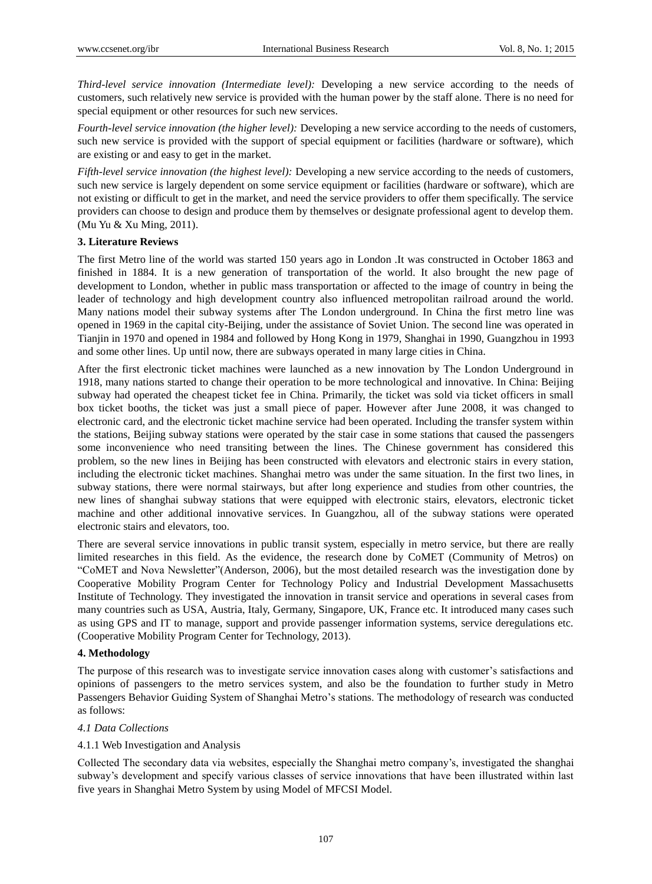*Third-level service innovation (Intermediate level):* Developing a new service according to the needs of customers, such relatively new service is provided with the human power by the staff alone. There is no need for special equipment or other resources for such new services.

*Fourth-level service innovation (the higher level):* Developing a new service according to the needs of customers, such new service is provided with the support of special equipment or facilities (hardware or software), which are existing or and easy to get in the market.

*Fifth-level service innovation (the highest level):* Developing a new service according to the needs of customers, such new service is largely dependent on some service equipment or facilities (hardware or software), which are not existing or difficult to get in the market, and need the service providers to offer them specifically. The service providers can choose to design and produce them by themselves or designate professional agent to develop them. (Mu Yu & Xu Ming, 2011).

## 3. Literature Reviews

The first Metro line of the world was started 150 years ago in London .It was constructed in October 1863 and finished in 1884. It is a new generation of transportation of the world. It also brought the new page of development to London, whether in public mass transportation or affected to the image of country in being the leader of technology and high development country also influenced metropolitan railroad around the world. Many nations model their subway systems after The London underground. In China the first metro line was opened in 1969 in the capital city-Beijing, under the assistance of Soviet Union. The second line was operated in Tianjin in 1970 and opened in 1984 and followed by Hong Kong in 1979, Shanghai in 1990, Guangzhou in 1993 and some other lines. Up until now, there are subways operated in many large cities in China.

After the first electronic ticket machines were launched as a new innovation by The London Underground in 1918, many nations started to change their operation to be more technological and innovative. In China: Beijing subway had operated the cheapest ticket fee in China. Primarily, the ticket was sold via ticket officers in small box ticket booths, the ticket was just a small piece of paper. However after June 2008, it was changed to electronic card, and the electronic ticket machine service had been operated. Including the transfer system within the stations, Beijing subway stations were operated by the stair case in some stations that caused the passengers some inconvenience who need transiting between the lines. The Chinese government has considered this problem, so the new lines in Beijing has been constructed with elevators and electronic stairs in every station, including the electronic ticket machines. Shanghai metro was under the same situation. In the first two lines, in subway stations, there were normal stairways, but after long experience and studies from other countries, the new lines of shanghai subway stations that were equipped with electronic stairs, elevators, electronic ticket machine and other additional innovative services. In Guangzhou, all of the subway stations were operated electronic stairs and elevators, too.

There are several service innovations in public transit system, especially in metro service, but there are really limited researches in this field. As the evidence, the research done by CoMET (Community of Metros) on "CoMET and Nova Newsletter"(Anderson, 2006), but the most detailed research was the investigation done by Cooperative Mobility Program Center for Technology Policy and Industrial Development Massachusetts Institute of Technology. They investigated the innovation in transit service and operations in several cases from many countries such as USA, Austria, Italy, Germany, Singapore, UK, France etc. It introduced many cases such as using GPS and IT to manage, support and provide passenger information systems, service deregulations etc. (Cooperative Mobility Program Center for Technology, 2013).

## 4. Methodology

The purpose of this research was to investigate service innovation cases along with customer's satisfactions and opinions of passengers to the metro services system, and also be the foundation to further study in Metro Passengers Behavior Guiding System of Shanghai Metro's stations. The methodology of research was conducted as follows:

### *4.1 Data Collections*

#### 4.1.1 Web Investigation and Analysis

Collected The secondary data via websites, especially the Shanghai metro company's, investigated the shanghai subway's development and specify various classes of service innovations that have been illustrated within last five years in Shanghai Metro System by using Model of MFCSI Model.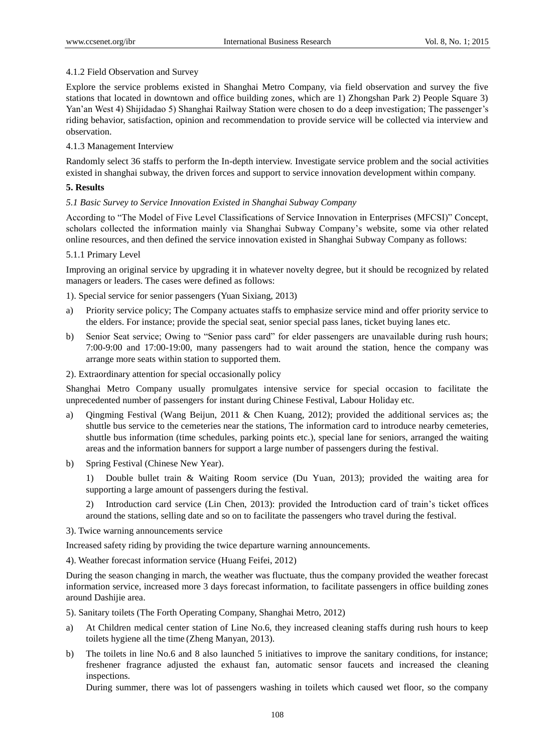4.1.2 Field Observation and Survey

Explore the service problems existed in Shanghai Metro Company, via field observation and survey the five stations that located in downtown and office building zones, which are 1) Zhongshan Park 2) People Square 3) Yan'an West 4) Shijidadao 5) Shanghai Railway Station were chosen to do a deep investigation; The passenger's riding behavior, satisfaction, opinion and recommendation to provide service will be collected via interview and observation.

4.1.3 Management Interview

Randomly select 36 staffs to perform the In-depth interview. Investigate service problem and the social activities existed in shanghai subway, the driven forces and support to service innovation development within company.

## 5. Results

### *5.1 Basic Survey to Service Innovation Existed in Shanghai Subway Company*

According to "The Model of Five Level Classifications of Service Innovation in Enterprises (MFCSI)" Concept, scholars collected the information mainly via Shanghai Subway Company's website, some via other related online resources, and then defined the service innovation existed in Shanghai Subway Company as follows:

5.1.1 Primary Level

Improving an original service by upgrading it in whatever novelty degree, but it should be recognized by related managers or leaders. The cases were defined as follows:

1). Special service for senior passengers (Yuan Sixiang, 2013)

a) Priority service policy; The Company actuates staffs to emphasize service mind and offer priority service to the elders. For instance; provide the special seat, senior special pass lanes, ticket buying lanes etc.

b) Senior Seat service; Owing to "Senior pass card" for elder passengers are unavailable during rush hours; 7:00-9:00 and 17:00-19:00, many passengers had to wait around the station, hence the company was arrange more seats within station to supported them.

2). Extraordinary attention for special occasionally policy

Shanghai Metro Company usually promulgates intensive service for special occasion to facilitate the unprecedented number of passengers for instant during Chinese Festival, Labour Holiday etc.

a) Qingming Festival (Wang Beijun, 2011 & Chen Kuang, 2012); provided the additional services as; the shuttle bus service to the cemeteries near the stations, The information card to introduce nearby cemeteries, shuttle bus information (time schedules, parking points etc.), special lane for seniors, arranged the waiting areas and the information banners for support a large number of passengers during the festival.

b) Spring Festival (Chinese New Year).

 1) Double bullet train & Waiting Room service (Du Yuan, 2013); provided the waiting area for supporting a large amount of passengers during the festival.

 2) Introduction card service (Lin Chen, 2013): provided the Introduction card of train's ticket offices around the stations, selling date and so on to facilitate the passengers who travel during the festival.

3). Twice warning announcements service

Increased safety riding by providing the twice departure warning announcements.

4). Weather forecast information service (Huang Feifei, 2012)

During the season changing in march, the weather was fluctuate, thus the company provided the weather forecast information service, increased more 3 days forecast information, to facilitate passengers in office building zones around Dashijie area.

5). Sanitary toilets (The Forth Operating Company, Shanghai Metro, 2012)

a) At Children medical center station of Line No.6, they increased cleaning staffs during rush hours to keep toilets hygiene all the time (Zheng Manyan, 2013).

b) The toilets in line No.6 and 8 also launched 5 initiatives to improve the sanitary conditions, for instance; freshener fragrance adjusted the exhaust fan, automatic sensor faucets and increased the cleaning inspections.
 During summer, there was lot of passengers washing in toilets which caused wet floor, so the company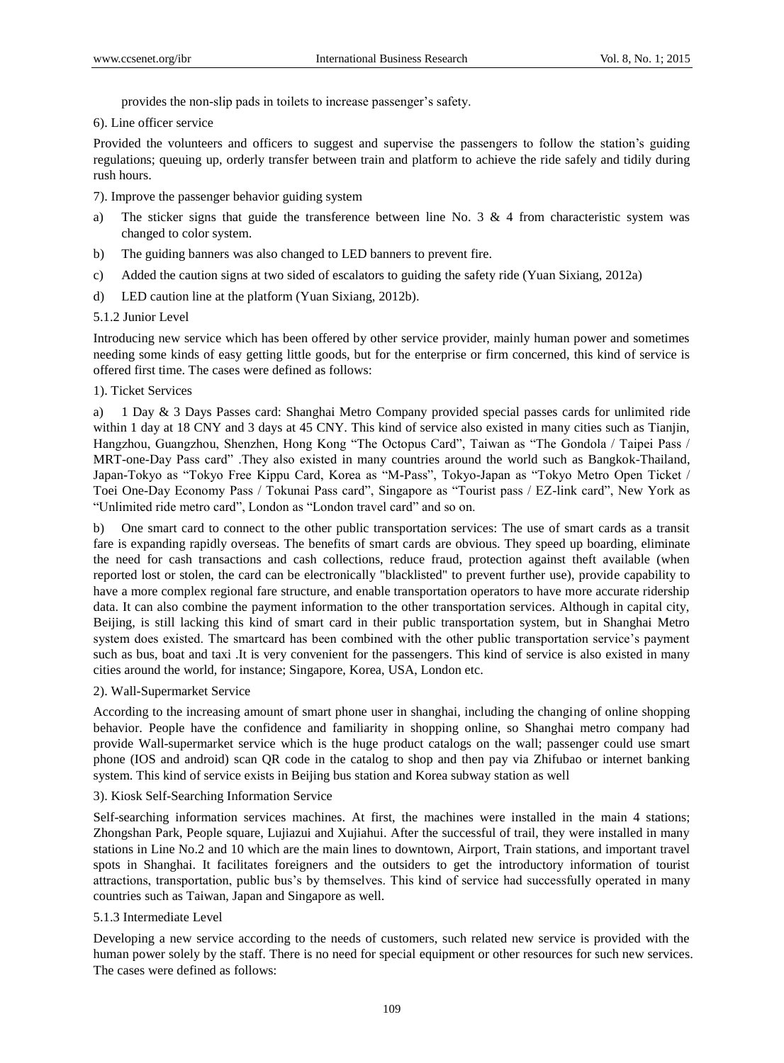provides the non-slip pads in toilets to increase passenger's safety.

6). Line officer service

Provided the volunteers and officers to suggest and supervise the passengers to follow the station's guiding regulations; queuing up, orderly transfer between train and platform to achieve the ride safely and tidily during rush hours.

7). Improve the passenger behavior guiding system

a) The sticker signs that guide the transference between line No. 3 & 4 from characteristic system was changed to color system.

b) The guiding banners was also changed to LED banners to prevent fire.

c) Added the caution signs at two sided of escalators to guiding the safety ride (Yuan Sixiang, 2012a)

d) LED caution line at the platform (Yuan Sixiang, 2012b).

5.1.2 Junior Level

Introducing new service which has been offered by other service provider, mainly human power and sometimes needing some kinds of easy getting little goods, but for the enterprise or firm concerned, this kind of service is offered first time. The cases were defined as follows:

1). Ticket Services

a) 1 Day & 3 Days Passes card: Shanghai Metro Company provided special passes cards for unlimited ride within 1 day at 18 CNY and 3 days at 45 CNY. This kind of service also existed in many cities such as Tianjin, Hangzhou, Guangzhou, Shenzhen, Hong Kong "The Octopus Card", Taiwan as "The Gondola / Taipei Pass / MRT-one-Day Pass card" .They also existed in many countries around the world such as Bangkok-Thailand, Japan-Tokyo as "Tokyo Free Kippu Card, Korea as "M-Pass", Tokyo-Japan as "Tokyo Metro Open Ticket / Toei One-Day Economy Pass / Tokunai Pass card", Singapore as "Tourist pass / EZ-link card", New York as "Unlimited ride metro card", London as "London travel card" and so on.

b) One smart card to connect to the other public transportation services: The use of smart cards as a transit fare is expanding rapidly overseas. The benefits of smart cards are obvious. They speed up boarding, eliminate the need for cash transactions and cash collections, reduce fraud, protection against theft available (when reported lost or stolen, the card can be electronically "blacklisted" to prevent further use), provide capability to have a more complex regional fare structure, and enable transportation operators to have more accurate ridership data. It can also combine the payment information to the other transportation services. Although in capital city, Beijing, is still lacking this kind of smart card in their public transportation system, but in Shanghai Metro system does existed. The smartcard has been combined with the other public transportation service's payment such as bus, boat and taxi .It is very convenient for the passengers. This kind of service is also existed in many cities around the world, for instance; Singapore, Korea, USA, London etc.

2). Wall-Supermarket Service

According to the increasing amount of smart phone user in shanghai, including the changing of online shopping behavior. People have the confidence and familiarity in shopping online, so Shanghai metro company had provide Wall-supermarket service which is the huge product catalogs on the wall; passenger could use smart phone (IOS and android) scan QR code in the catalog to shop and then pay via Zhifubao or internet banking system. This kind of service exists in Beijing bus station and Korea subway station as well

3). Kiosk Self-Searching Information Service

Self-searching information services machines. At first, the machines were installed in the main 4 stations; Zhongshan Park, People square, Lujiazui and Xujiahui. After the successful of trail, they were installed in many stations in Line No.2 and 10 which are the main lines to downtown, Airport, Train stations, and important travel spots in Shanghai. It facilitates foreigners and the outsiders to get the introductory information of tourist attractions, transportation, public bus's by themselves. This kind of service had successfully operated in many countries such as Taiwan, Japan and Singapore as well.

5.1.3 Intermediate Level

Developing a new service according to the needs of customers, such related new service is provided with the human power solely by the staff. There is no need for special equipment or other resources for such new services. The cases were defined as follows: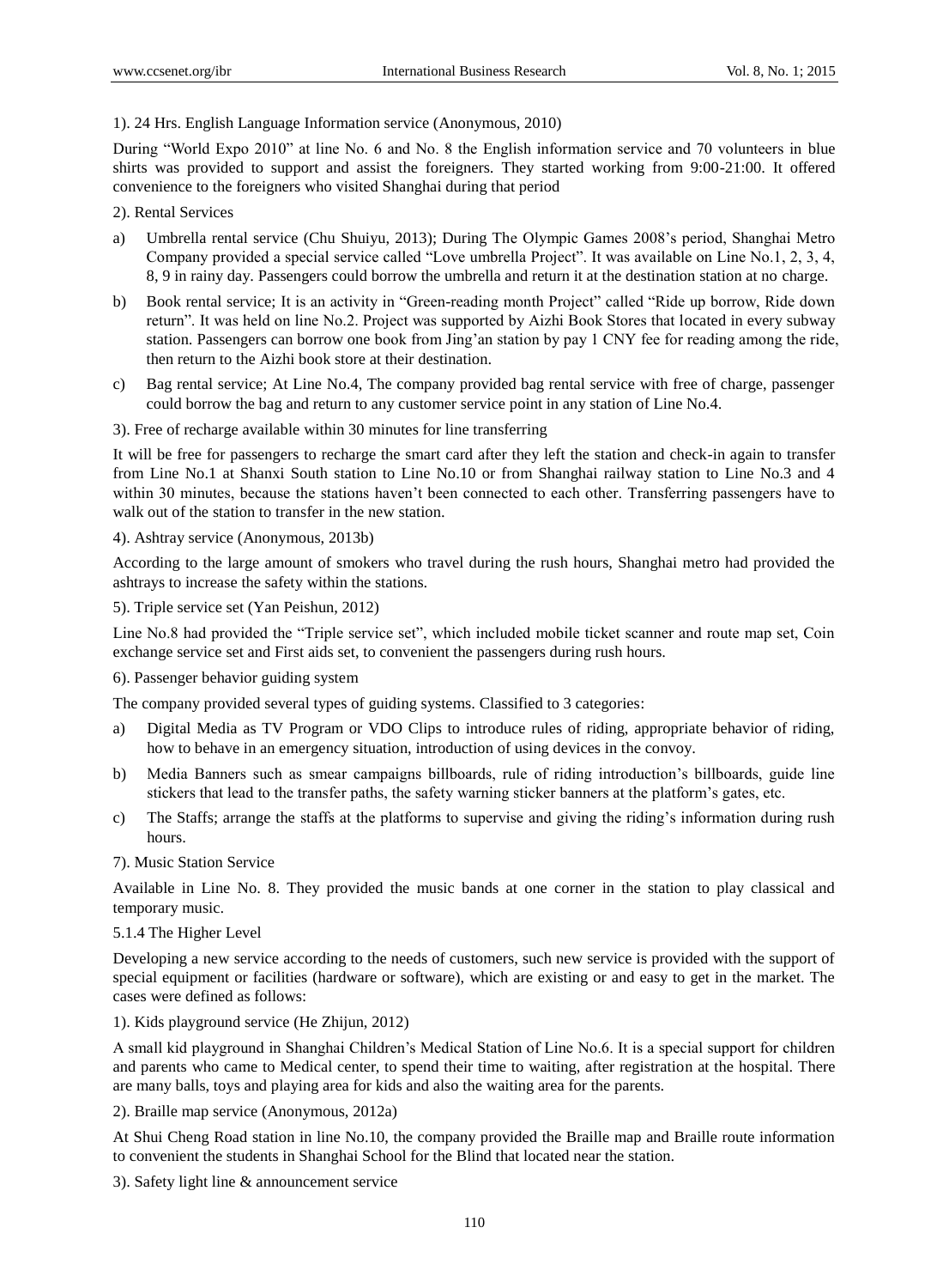1). 24 Hrs. English Language Information service (Anonymous, 2010)

During "World Expo 2010" at line No. 6 and No. 8 the English information service and 70 volunteers in blue shirts was provided to support and assist the foreigners. They started working from 9:00-21:00. It offered convenience to the foreigners who visited Shanghai during that period

2). Rental Services

a) Umbrella rental service (Chu Shuiyu, 2013); During The Olympic Games 2008's period, Shanghai Metro Company provided a special service called "Love umbrella Project". It was available on Line No.1, 2, 3, 4, 8, 9 in rainy day. Passengers could borrow the umbrella and return it at the destination station at no charge.

b) Book rental service; It is an activity in "Green-reading month Project" called "Ride up borrow, Ride down return". It was held on line No.2. Project was supported by Aizhi Book Stores that located in every subway station. Passengers can borrow one book from Jing'an station by pay 1 CNY fee for reading among the ride, then return to the Aizhi book store at their destination.

c) Bag rental service; At Line No.4, The company provided bag rental service with free of charge, passenger could borrow the bag and return to any customer service point in any station of Line No.4.

3). Free of recharge available within 30 minutes for line transferring

It will be free for passengers to recharge the smart card after they left the station and check-in again to transfer from Line No.1 at Shanxi South station to Line No.10 or from Shanghai railway station to Line No.3 and 4 within 30 minutes, because the stations haven't been connected to each other. Transferring passengers have to walk out of the station to transfer in the new station.

4). Ashtray service (Anonymous, 2013b)

According to the large amount of smokers who travel during the rush hours, Shanghai metro had provided the ashtrays to increase the safety within the stations.

5). Triple service set (Yan Peishun, 2012)

Line No.8 had provided the "Triple service set", which included mobile ticket scanner and route map set, Coin exchange service set and First aids set, to convenient the passengers during rush hours.

6). Passenger behavior guiding system

The company provided several types of guiding systems. Classified to 3 categories:

a) Digital Media as TV Program or VDO Clips to introduce rules of riding, appropriate behavior of riding, how to behave in an emergency situation, introduction of using devices in the convoy.

b) Media Banners such as smear campaigns billboards, rule of riding introduction's billboards, guide line stickers that lead to the transfer paths, the safety warning sticker banners at the platform's gates, etc.

c) The Staffs; arrange the staffs at the platforms to supervise and giving the riding's information during rush hours.

7). Music Station Service

Available in Line No. 8. They provided the music bands at one corner in the station to play classical and temporary music.

5.1.4 The Higher Level

Developing a new service according to the needs of customers, such new service is provided with the support of special equipment or facilities (hardware or software), which are existing or and easy to get in the market. The cases were defined as follows:

1). Kids playground service (He Zhijun, 2012)

A small kid playground in Shanghai Children's Medical Station of Line No.6. It is a special support for children and parents who came to Medical center, to spend their time to waiting, after registration at the hospital. There are many balls, toys and playing area for kids and also the waiting area for the parents.

2). Braille map service (Anonymous, 2012a)

At Shui Cheng Road station in line No.10, the company provided the Braille map and Braille route information to convenient the students in Shanghai School for the Blind that located near the station.

3). Safety light line & announcement service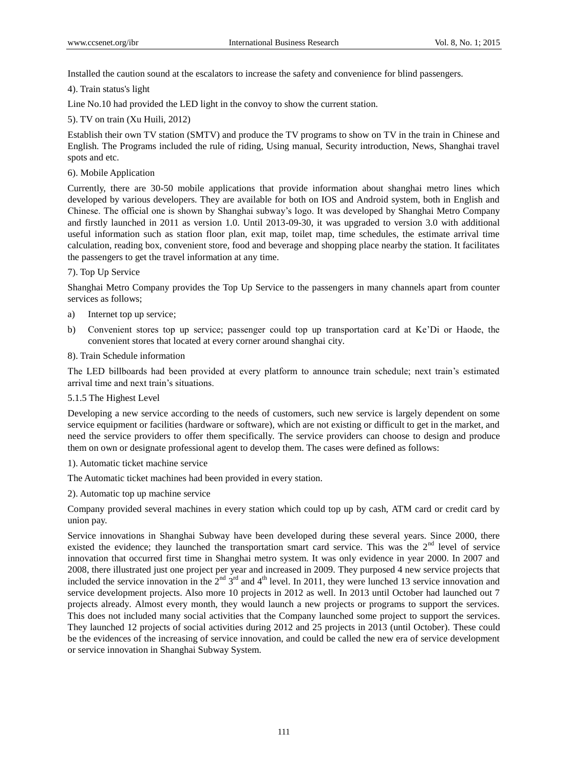Installed the caution sound at the escalators to increase the safety and convenience for blind passengers.

4). Train status's light

Line No.10 had provided the LED light in the convoy to show the current station.

5). TV on train (Xu Huili, 2012)

Establish their own TV station (SMTV) and produce the TV programs to show on TV in the train in Chinese and English. The Programs included the rule of riding, Using manual, Security introduction, News, Shanghai travel spots and etc.

6). Mobile Application

Currently, there are 30-50 mobile applications that provide information about shanghai metro lines which developed by various developers. They are available for both on IOS and Android system, both in English and Chinese. The official one is shown by Shanghai subway's logo. It was developed by Shanghai Metro Company and firstly launched in 2011 as version 1.0. Until 2013-09-30, it was upgraded to version 3.0 with additional useful information such as station floor plan, exit map, toilet map, time schedules, the estimate arrival time calculation, reading box, convenient store, food and beverage and shopping place nearby the station. It facilitates the passengers to get the travel information at any time.

7). Top Up Service

Shanghai Metro Company provides the Top Up Service to the passengers in many channels apart from counter services as follows;

a) Internet top up service;

b) Convenient stores top up service; passenger could top up transportation card at Ke'Di or Haode, the convenient stores that located at every corner around shanghai city.

8). Train Schedule information

The LED billboards had been provided at every platform to announce train schedule; next train's estimated arrival time and next train's situations.

### 5.1.5 The Highest Level

Developing a new service according to the needs of customers, such new service is largely dependent on some service equipment or facilities (hardware or software), which are not existing or difficult to get in the market, and need the service providers to offer them specifically. The service providers can choose to design and produce them on own or designate professional agent to develop them. The cases were defined as follows:

1). Automatic ticket machine service

The Automatic ticket machines had been provided in every station.

2). Automatic top up machine service

Company provided several machines in every station which could top up by cash, ATM card or credit card by union pay.

Service innovations in Shanghai Subway have been developed during these several years. Since 2000, there existed the evidence; they launched the transportation smart card service. This was the 2nd level of service innovation that occurred first time in Shanghai metro system. It was only evidence in year 2000. In 2007 and 2008, there illustrated just one project per year and increased in 2009. They purposed 4 new service projects that included the service innovation in the 2nd 3rd and 4th level. In 2011, they were lunched 13 service innovation and service development projects. Also more 10 projects in 2012 as well. In 2013 until October had launched out 7 projects already. Almost every month, they would launch a new projects or programs to support the services. This does not included many social activities that the Company launched some project to support the services. They launched 12 projects of social activities during 2012 and 25 projects in 2013 (until October). These could be the evidences of the increasing of service innovation, and could be called the new era of service development or service innovation in Shanghai Subway System.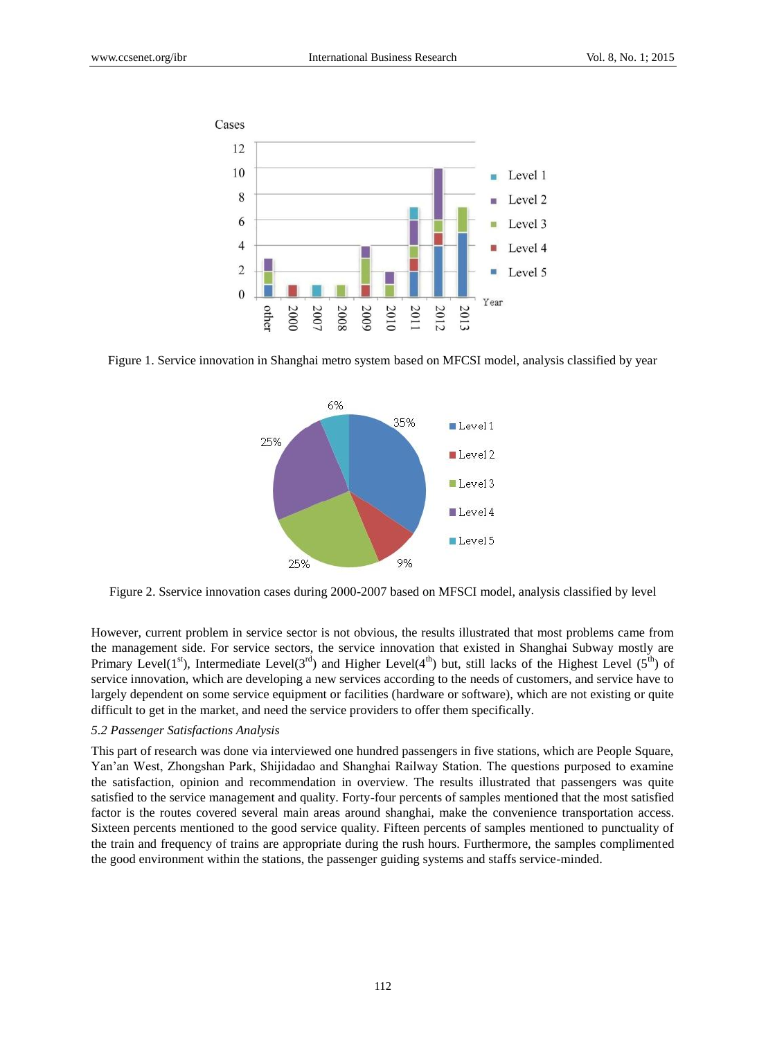Figure 1. Service innovation in Shanghai metro system based on MFCSI model, analysis classified by year

Figure 2. Sservice innovation cases during 2000-2007 based on MFSCI model, analysis classified by level

However, current problem in service sector is not obvious, the results illustrated that most problems came from the management side. For service sectors, the service innovation that existed in Shanghai Subway mostly are Primary Level($1^{st}$), Intermediate Level($3^{rd}$) and Higher Level($4^{th}$) but, still lacks of the Highest Level ($5^{th}$) of service innovation, which are developing a new services according to the needs of customers, and service have to largely dependent on some service equipment or facilities (hardware or software), which are not existing or quite difficult to get in the market, and need the service providers to offer them specifically.

### *5.2 Passenger Satisfactions Analysis*

This part of research was done via interviewed one hundred passengers in five stations, which are People Square, Yan'an West, Zhongshan Park, Shijidadao and Shanghai Railway Station. The questions purposed to examine the satisfaction, opinion and recommendation in overview. The results illustrated that passengers was quite satisfied to the service management and quality. Forty-four percents of samples mentioned that the most satisfied factor is the routes covered several main areas around shanghai, make the convenience transportation access. Sixteen percents mentioned to the good service quality. Fifteen percents of samples mentioned to punctuality of the train and frequency of trains are appropriate during the rush hours. Furthermore, the samples complimented the good environment within the stations, the passenger guiding systems and staffs service-minded.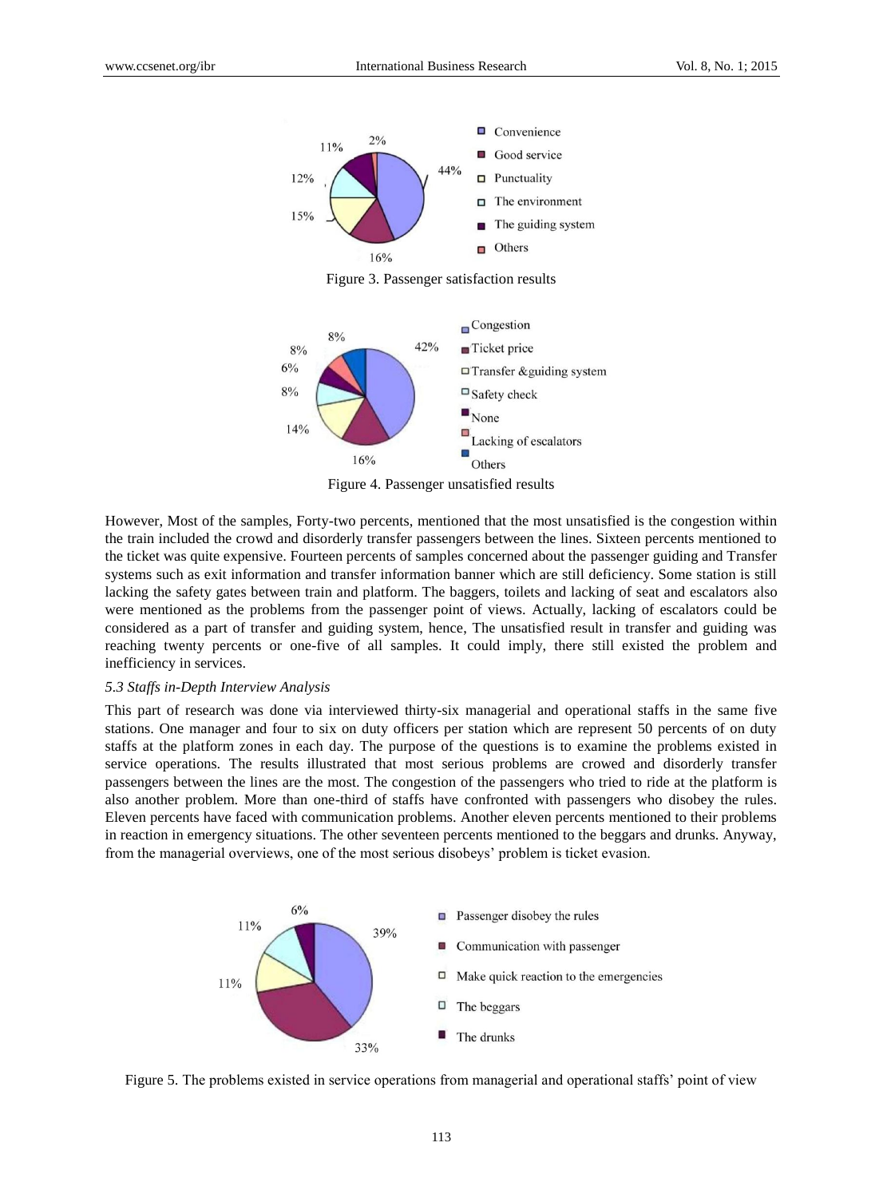Figure 3. Passenger satisfaction results

Figure 4. Passenger unsatisfied results

However, Most of the samples, Forty-two percents, mentioned that the most unsatisfied is the congestion within the train included the crowd and disorderly transfer passengers between the lines. Sixteen percents mentioned to the ticket was quite expensive. Fourteen percents of samples concerned about the passenger guiding and Transfer systems such as exit information and transfer information banner which are still deficiency. Some station is still lacking the safety gates between train and platform. The baggers, toilets and lacking of seat and escalators also were mentioned as the problems from the passenger point of views. Actually, lacking of escalators could be considered as a part of transfer and guiding system, hence, The unsatisfied result in transfer and guiding was reaching twenty percents or one-five of all samples. It could imply, there still existed the problem and inefficiency in services.

### *5.3 Staffs in-Depth Interview Analysis*

This part of research was done via interviewed thirty-six managerial and operational staffs in the same five stations. One manager and four to six on duty officers per station which are represent 50 percents of on duty staffs at the platform zones in each day. The purpose of the questions is to examine the problems existed in service operations. The results illustrated that most serious problems are crowed and disorderly transfer passengers between the lines are the most. The congestion of the passengers who tried to ride at the platform is also another problem. More than one-third of staffs have confronted with passengers who disobey the rules. Eleven percents have faced with communication problems. Another eleven percents mentioned to their problems in reaction in emergency situations. The other seventeen percents mentioned to the beggars and drunks. Anyway, from the managerial overviews, one of the most serious disobeys' problem is ticket evasion.

Figure 5. The problems existed in service operations from managerial and operational staffs' point of view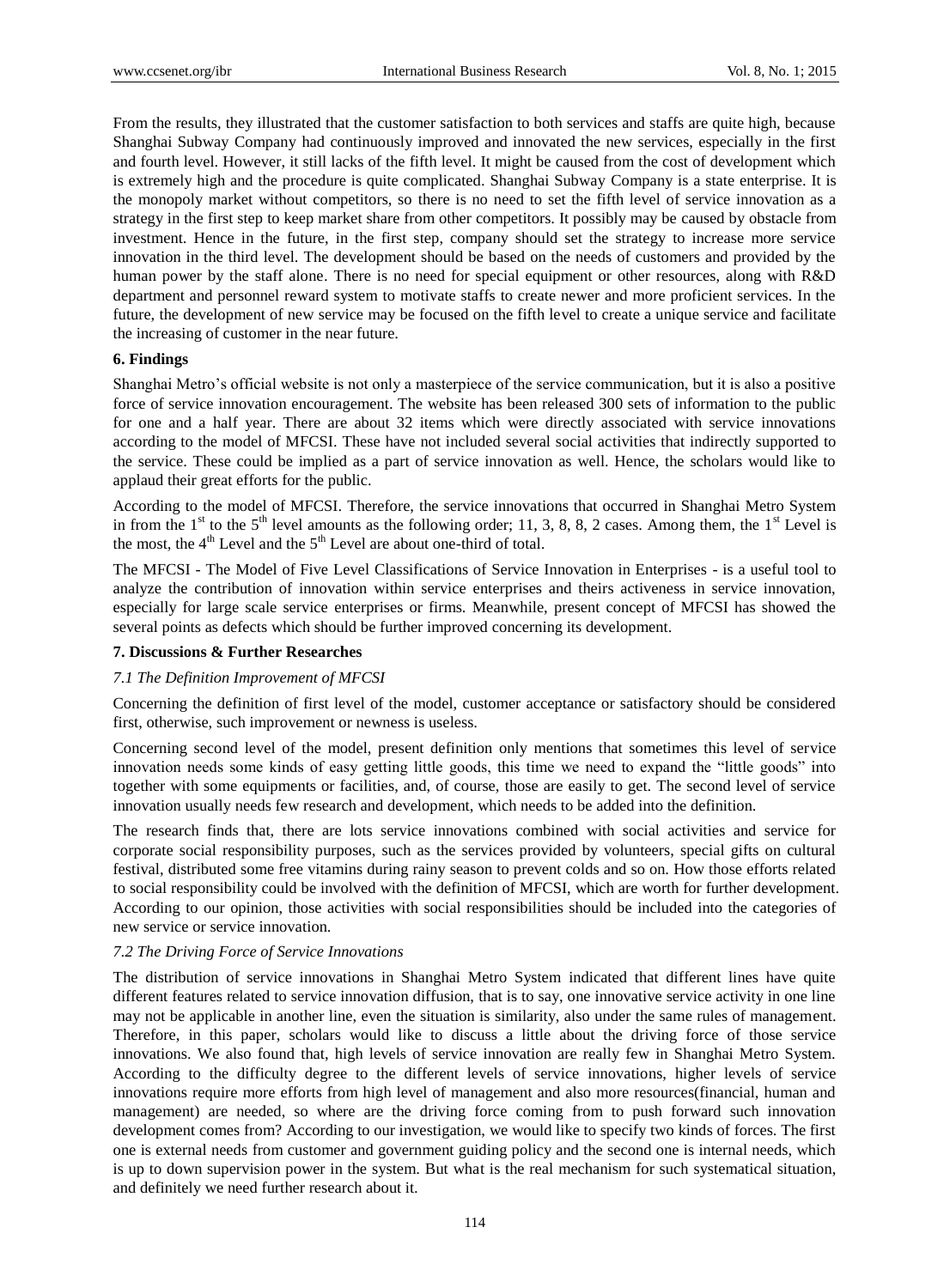From the results, they illustrated that the customer satisfaction to both services and staffs are quite high, because Shanghai Subway Company had continuously improved and innovated the new services, especially in the first and fourth level. However, it still lacks of the fifth level. It might be caused from the cost of development which is extremely high and the procedure is quite complicated. Shanghai Subway Company is a state enterprise. It is the monopoly market without competitors, so there is no need to set the fifth level of service innovation as a strategy in the first step to keep market share from other competitors. It possibly may be caused by obstacle from investment. Hence in the future, in the first step, company should set the strategy to increase more service innovation in the third level. The development should be based on the needs of customers and provided by the human power by the staff alone. There is no need for special equipment or other resources, along with R&D department and personnel reward system to motivate staffs to create newer and more proficient services. In the future, the development of new service may be focused on the fifth level to create a unique service and facilitate the increasing of customer in the near future.

## 6. Findings

Shanghai Metro's official website is not only a masterpiece of the service communication, but it is also a positive force of service innovation encouragement. The website has been released 300 sets of information to the public for one and a half year. There are about 32 items which were directly associated with service innovations according to the model of MFCSI. These have not included several social activities that indirectly supported to the service. These could be implied as a part of service innovation as well. Hence, the scholars would like to applaud their great efforts for the public.

According to the model of MFCSI. Therefore, the service innovations that occurred in Shanghai Metro System in from the 1st to the 5th level amounts as the following order; 11, 3, 8, 8, 2 cases. Among them, the 1st Level is the most, the 4th Level and the 5th Level are about one-third of total.

The MFCSI - The Model of Five Level Classifications of Service Innovation in Enterprises - is a useful tool to analyze the contribution of innovation within service enterprises and theirs activeness in service innovation, especially for large scale service enterprises or firms. Meanwhile, present concept of MFCSI has showed the several points as defects which should be further improved concerning its development.

## 7. Discussions & Further Researches

### *7.1 The Definition Improvement of MFCSI*

Concerning the definition of first level of the model, customer acceptance or satisfactory should be considered first, otherwise, such improvement or newness is useless.

Concerning second level of the model, present definition only mentions that sometimes this level of service innovation needs some kinds of easy getting little goods, this time we need to expand the "little goods" into together with some equipments or facilities, and, of course, those are easily to get. The second level of service innovation usually needs few research and development, which needs to be added into the definition.

The research finds that, there are lots service innovations combined with social activities and service for corporate social responsibility purposes, such as the services provided by volunteers, special gifts on cultural festival, distributed some free vitamins during rainy season to prevent colds and so on. How those efforts related to social responsibility could be involved with the definition of MFCSI, which are worth for further development. According to our opinion, those activities with social responsibilities should be included into the categories of new service or service innovation.

### *7.2 The Driving Force of Service Innovations*

The distribution of service innovations in Shanghai Metro System indicated that different lines have quite different features related to service innovation diffusion, that is to say, one innovative service activity in one line may not be applicable in another line, even the situation is similarity, also under the same rules of management. Therefore, in this paper, scholars would like to discuss a little about the driving force of those service innovations. We also found that, high levels of service innovation are really few in Shanghai Metro System. According to the difficulty degree to the different levels of service innovations, higher levels of service innovations require more efforts from high level of management and also more resources(financial, human and management) are needed, so where are the driving force coming from to push forward such innovation development comes from? According to our investigation, we would like to specify two kinds of forces. The first one is external needs from customer and government guiding policy and the second one is internal needs, which is up to down supervision power in the system. But what is the real mechanism for such systematical situation, and definitely we need further research about it.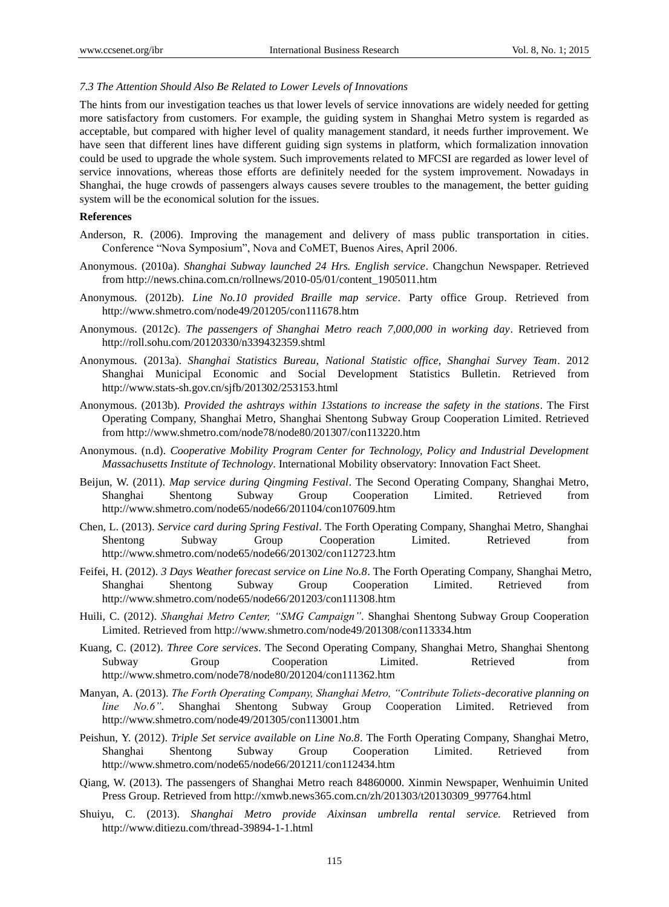### *7.3 The Attention Should Also Be Related to Lower Levels of Innovations*

The hints from our investigation teaches us that lower levels of service innovations are widely needed for getting more satisfactory from customers. For example, the guiding system in Shanghai Metro system is regarded as acceptable, but compared with higher level of quality management standard, it needs further improvement. We have seen that different lines have different guiding sign systems in platform, which formalization innovation could be used to upgrade the whole system. Such improvements related to MFCSI are regarded as lower level of service innovations, whereas those efforts are definitely needed for the system improvement. Nowadays in Shanghai, the huge crowds of passengers always causes severe troubles to the management, the better guiding system will be the economical solution for the issues.

**References**

Anderson, R. (2006). Improving the management and delivery of mass public transportation in cities. Conference "Nova Symposium", Nova and CoMET, Buenos Aires, April 2006.

Anonymous. (2010a). *Shanghai Subway launched 24 Hrs. English service*. Changchun Newspaper. Retrieved from http://news.china.com.cn/rollnews/2010-05/01/content_1905011.htm

Anonymous. (2012b). *Line No.10 provided Braille map service*. Party office Group. Retrieved from http://www.shmetro.com/node49/201205/con111678.htm

Anonymous. (2012c). *The passengers of Shanghai Metro reach 7,000,000 in working day*. Retrieved from http://roll.sohu.com/20120330/n339432359.shtml

Anonymous. (2013a). *Shanghai Statistics Bureau, National Statistic office, Shanghai Survey Team*. 2012 Shanghai Municipal Economic and Social Development Statistics Bulletin. Retrieved from http://www.stats-sh.gov.cn/sjfb/201302/253153.html

Anonymous. (2013b). *Provided the ashtrays within 13stations to increase the safety in the stations*. The First Operating Company, Shanghai Metro, Shanghai Shentong Subway Group Cooperation Limited. Retrieved from http://www.shmetro.com/node78/node80/201307/con113220.htm

Anonymous. (n.d). *Cooperative Mobility Program Center for Technology, Policy and Industrial Development Massachusetts Institute of Technology*. International Mobility observatory: Innovation Fact Sheet.

Beijun, W. (2011). *Map service during Qingming Festival*. The Second Operating Company, Shanghai Metro, Shanghai Shentong Subway Group Cooperation Limited. Retrieved from http://www.shmetro.com/node65/node66/201104/con107609.htm

Chen, L. (2013). *Service card during Spring Festival*. The Forth Operating Company, Shanghai Metro, Shanghai Shentong Subway Group Cooperation Limited. Retrieved from http://www.shmetro.com/node65/node66/201302/con112723.htm

Feifei, H. (2012). *3 Days Weather forecast service on Line No.8*. The Forth Operating Company, Shanghai Metro, Shanghai Shentong Subway Group Cooperation Limited. Retrieved from http://www.shmetro.com/node65/node66/201203/con111308.htm

Huili, C. (2012). *Shanghai Metro Center, "SMG Campaign"*. Shanghai Shentong Subway Group Cooperation Limited. Retrieved from http://www.shmetro.com/node49/201308/con113334.htm

Kuang, C. (2012). *Three Core services*. The Second Operating Company, Shanghai Metro, Shanghai Shentong Subway Group Cooperation Limited. Retrieved from http://www.shmetro.com/node78/node80/201204/con111362.htm

Manyan, A. (2013). *The Forth Operating Company, Shanghai Metro, "Contribute Toliets-decorative planning on line No.6"*. Shanghai Shentong Subway Group Cooperation Limited. Retrieved from http://www.shmetro.com/node49/201305/con113001.htm

Peishun, Y. (2012). *Triple Set service available on Line No.8*. The Forth Operating Company, Shanghai Metro, Shanghai Shentong Subway Group Cooperation Limited. Retrieved from http://www.shmetro.com/node65/node66/201211/con112434.htm

Qiang, W. (2013). The passengers of Shanghai Metro reach 84860000. Xinmin Newspaper, Wenhuimin United Press Group. Retrieved from http://xmwb.news365.com.cn/zh/201303/t20130309_997764.html

Shuiyu, C. (2013). *Shanghai Metro provide Aixinsan umbrella rental service.* Retrieved from http://www.ditiezu.com/thread-39894-1-1.html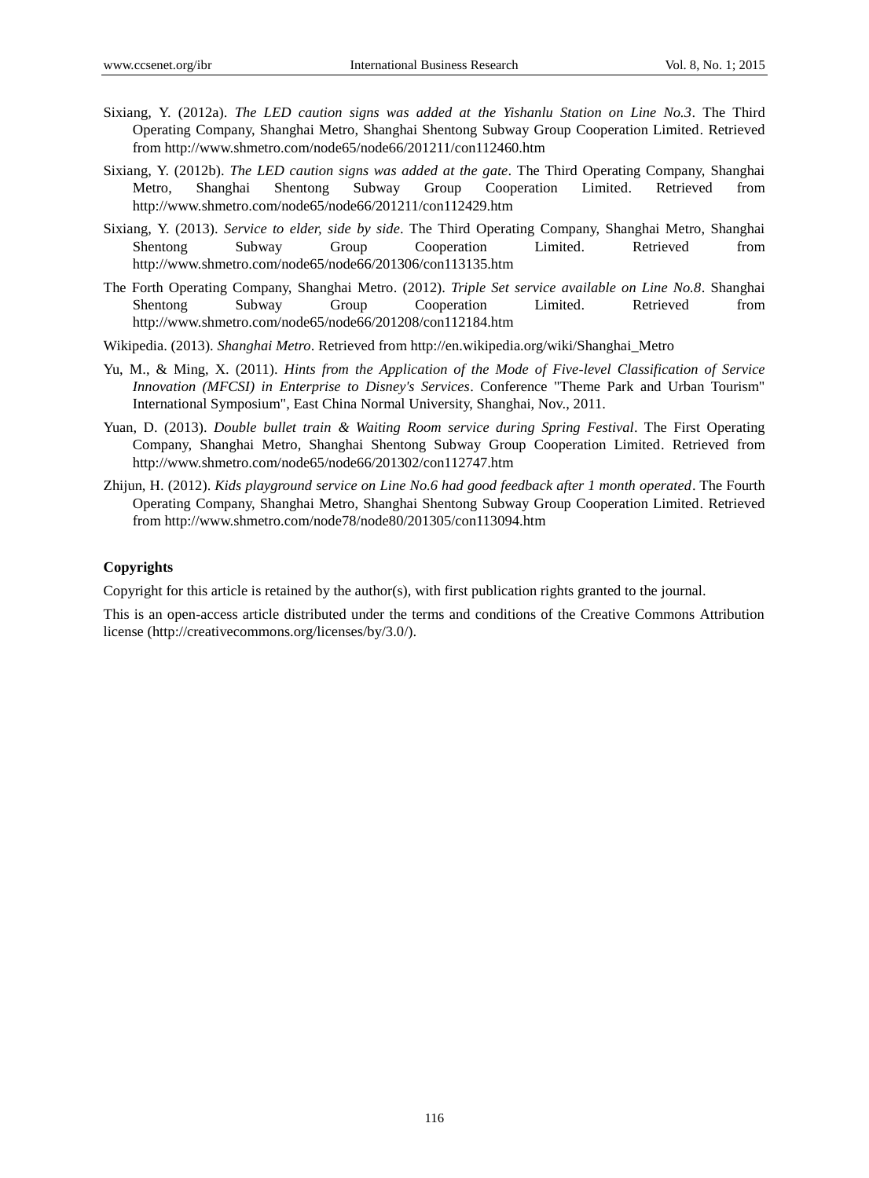Sixiang, Y. (2012a). *The LED caution signs was added at the Yishanlu Station on Line No.3*. The Third Operating Company, Shanghai Metro, Shanghai Shentong Subway Group Cooperation Limited. Retrieved from http://www.shmetro.com/node65/node66/201211/con112460.htm

Sixiang, Y. (2012b). *The LED caution signs was added at the gate*. The Third Operating Company, Shanghai Metro, Shanghai Shentong Subway Group Cooperation Limited. Retrieved from http://www.shmetro.com/node65/node66/201211/con112429.htm

Sixiang, Y. (2013). *Service to elder, side by side*. The Third Operating Company, Shanghai Metro, Shanghai Shentong Subway Group Cooperation Limited. Retrieved from http://www.shmetro.com/node65/node66/201306/con113135.htm

The Forth Operating Company, Shanghai Metro. (2012). *Triple Set service available on Line No.8*. Shanghai Shentong Subway Group Cooperation Limited. Retrieved from http://www.shmetro.com/node65/node66/201208/con112184.htm

Wikipedia. (2013). *Shanghai Metro*. Retrieved from http://en.wikipedia.org/wiki/Shanghai_Metro

Yu, M., & Ming, X. (2011). *Hints from the Application of the Mode of Five-level Classification of Service Innovation (MFCSI) in Enterprise to Disney's Services*. Conference "Theme Park and Urban Tourism" International Symposium", East China Normal University, Shanghai, Nov., 2011.

Yuan, D. (2013). *Double bullet train & Waiting Room service during Spring Festival*. The First Operating Company, Shanghai Metro, Shanghai Shentong Subway Group Cooperation Limited. Retrieved from http://www.shmetro.com/node65/node66/201302/con112747.htm

Zhijun, H. (2012). *Kids playground service on Line No.6 had good feedback after 1 month operated*. The Fourth Operating Company, Shanghai Metro, Shanghai Shentong Subway Group Cooperation Limited. Retrieved from http://www.shmetro.com/node78/node80/201305/con113094.htm

**Copyrights**

Copyright for this article is retained by the author(s), with first publication rights granted to the journal.

This is an open-access article distributed under the terms and conditions of the Creative Commons Attribution license (http://creativecommons.org/licenses/by/3.0/).